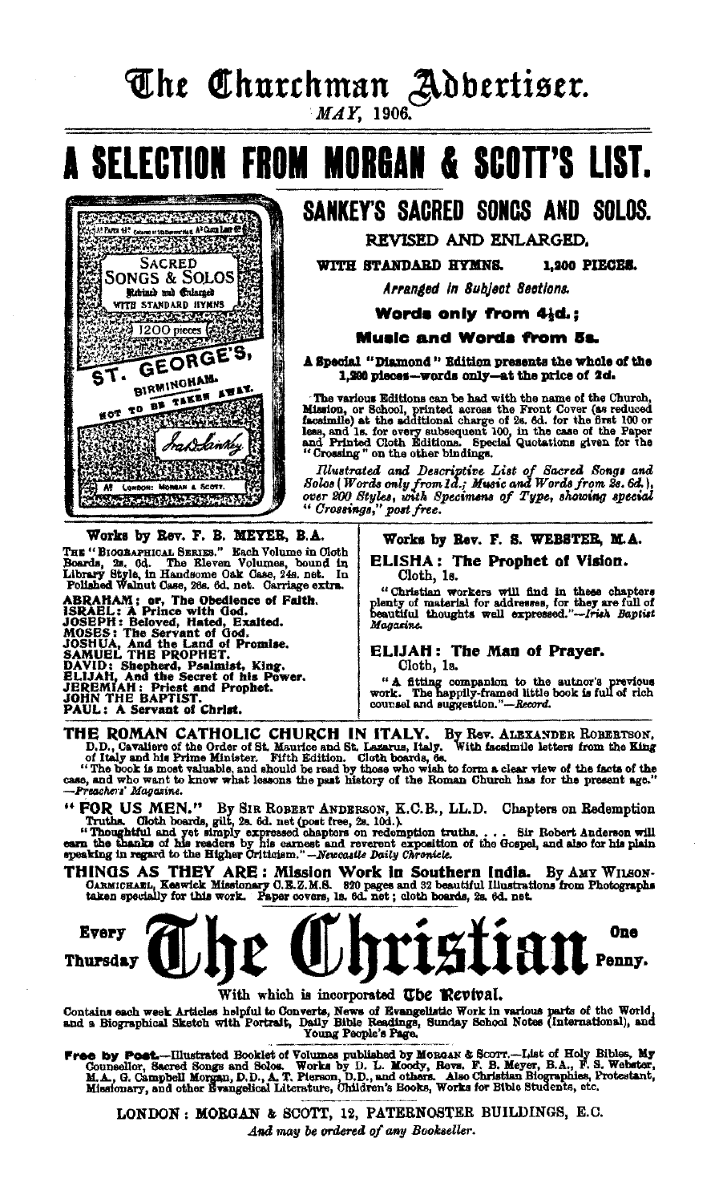# The Churchman Advertiser.

*MAY, 1906.*

# A SELECTION FROM MORGAN & SCOTT'S LIST.

## SANKEY'S SACRED SONGS AND SOLOS.

REVISED AND ENLARGED.

**WITH STANDARD HYMNS. 1,200 PIECES.**

*Arranged in Subject Sections.*

**Words only from 4½d.;**

**Music and Words from 5s.**

**A Special "Diamond" Edition presents the whole of the 1,200 pieces—words only—at the price of 2d.**

The various Editions can be had with the name of the Church, Mission, or School, printed across the Front Cover (as reduced facsimile) at the additional charge of 2s. 6d. for the first 100 or less, and 1s. for every subsequent 100, in the case of the Paper and Printed Cloth Editions. Special Quotations given for the "Crossing" on the other bindings.

*Illustrated and Descriptive List of Sacred Songs and Solos (Words only from 1d.; Music and Words from 2s. 6d.), over 200 Styles, with Specimens of Type, showing special "Crossings," post free.*

### Works by Rev. F. B. MEYER, B.A.

THE "BIOGRAPHICAL SERIES." Each Volume in Cloth Boards, 2s. 6d. The Eleven Volumes, bound in Library Style, in Handsome Oak Case, 24s. net. In Polished Walnut Case, 26s. 6d. net. Carriage extra.

**ABRAHAM; or, The Obedience of Faith.**
**ISRAEL: A Prince with God.**
**JOSEPH: Beloved, Hated, Exalted.**
**MOSES: The Servant of God.**
**JOSHUA, And the Land of Promise.**
**SAMUEL THE PROPHET.**
**DAVID: Shepherd, Psalmist, King.**
**ELIJAH, And the Secret of his Power.**
**JEREMIAH: Priest and Prophet.**
**JOHN THE BAPTIST.**
**PAUL: A Servant of Christ.**

### Works by Rev. F. S. WEBSTER, M.A.

**ELISHA: The Prophet of Vision.**
Cloth, 1s.

"Christian workers will find in these chapters plenty of material for addresses, for they are full of beautiful thoughts well expressed."—*Irish Baptist Magazine.*

**ELIJAH: The Man of Prayer.**
Cloth, 1s.

"A fitting companion to the author's previous work. The happily-framed little book is full of rich counsel and suggestion."—*Record.*

**THE ROMAN CATHOLIC CHURCH IN ITALY.** By Rev. ALEXANDER ROBERTSON, D.D., Cavaliere of the Order of St. Maurice and St. Lazarus, Italy. With facsimile letters from the King of Italy and his Prime Minister. Fifth Edition. Cloth boards, 6s.

"The book is most valuable, and should be read by those who wish to form a clear view of the facts of the case, and who want to know what lessons the past history of the Roman Church has for the present age."—*Preachers' Magazine.*

**"FOR US MEN."** By SIR ROBERT ANDERSON, K.C.B., LL.D. Chapters on Redemption Truths. Cloth boards, gilt, 2s. 6d. net (post free, 2s. 10d.).

"Thoughtful and yet simply expressed chapters on redemption truths. . . . Sir Robert Anderson will earn the thanks of his readers by his earnest and reverent exposition of the Gospel, and also for his plain speaking in regard to the Higher Criticism."—*Newcastle Daily Chronicle.*

**THINGS AS THEY ARE: Mission Work in Southern India.** By AMY WILSON-CARMICHAEL, Keswick Missionary C.E.Z.M.S. 320 pages and 32 beautiful Illustrations from Photographs taken specially for this work. Paper covers, 1s. 6d. net; cloth boards, 2s. 6d. net.

# Every Thursday — The Christian — One Penny.

With which is incorporated The Revival.

Contains each week Articles helpful to Converts, News of Evangelistic Work in various parts of the World, and a Biographical Sketch with Portrait, Daily Bible Readings, Sunday School Notes (International), and Young People's Page.

**Free by Post.**—Illustrated Booklet of Volumes published by MORGAN & SCOTT.—List of Holy Bibles, My Counsellor, Sacred Songs and Solos. Works by D. L. Moody, Revs. F. B. Meyer, B.A., F. S. Webster, M.A., G. Campbell Morgan, D.D., A. T. Pierson, D.D., and others. Also Christian Biographies, Protestant, Missionary, and other Evangelical Literature, Children's Books, Works for Bible Students, etc.

LONDON: MORGAN & SCOTT, 12, PATERNOSTER BUILDINGS, E.C.

*And may be ordered of any Bookseller.*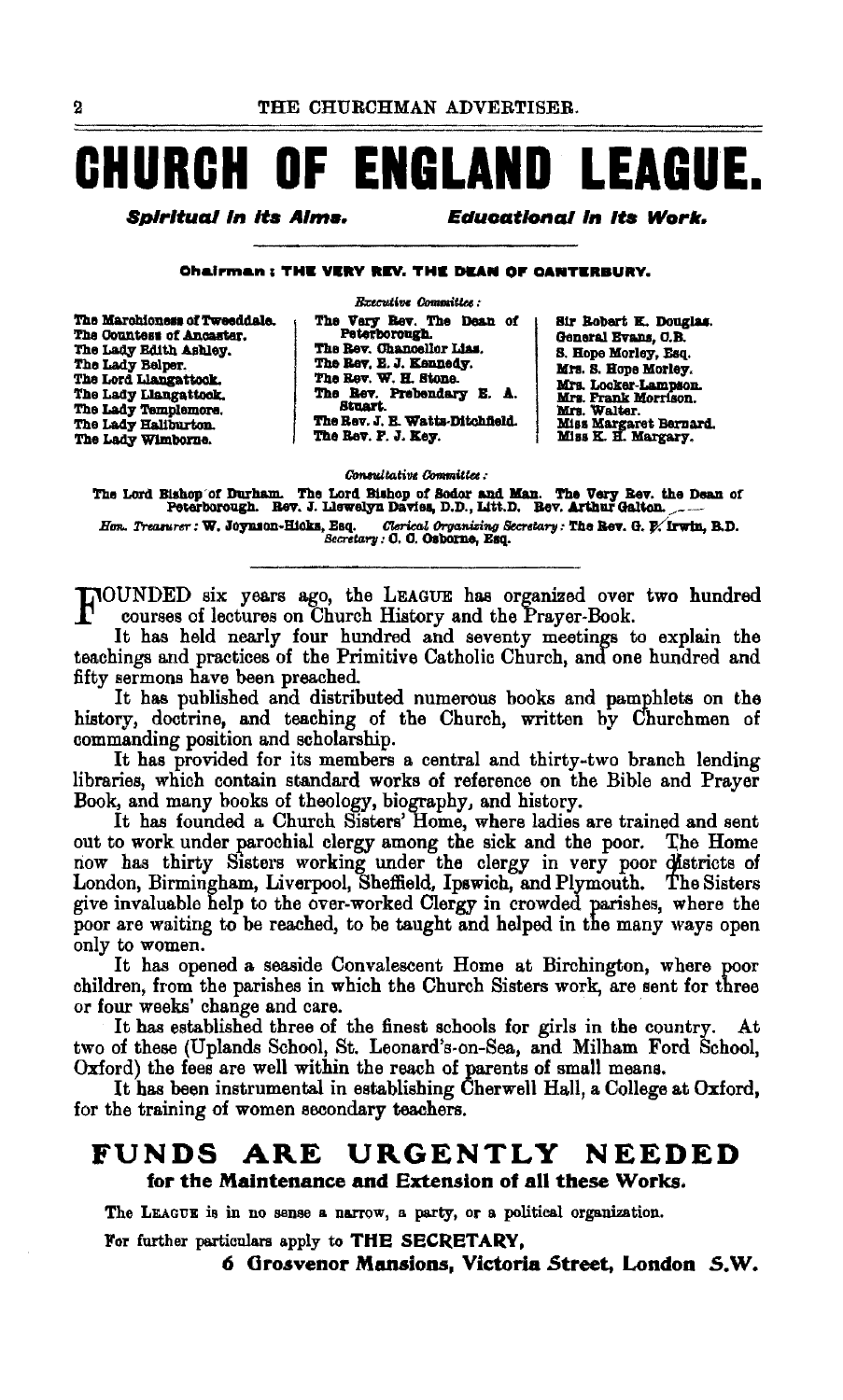# CHURCH OF ENGLAND LEAGUE.

***Spiritual in its Aims.*** ***Educational in its Work.***

**Chairman: THE VERY REV. THE DEAN OF CANTERBURY.**

*Executive Committee:*

The Marchioness of Tweeddale.
The Countess of Ancaster.
The Lady Edith Ashley.
The Lady Belper.
The Lord Llangattock.
The Lady Llangattock.
The Lady Templemore.
The Lady Haliburton.
The Lady Wimborne.

The Very Rev. The Dean of Peterborough.
The Rev. Chancellor Lias.
The Rev. E. J. Kennedy.
The Rev. W. H. Stone.
The Rev. Prebendary E. A. Stuart.
The Rev. J. E. Watts-Ditchfield.
The Rev. F. J. Key.

Sir Robert K. Douglas.
General Evans, C.B.
S. Hope Morley, Esq.
Mrs. S. Hope Morley.
Mrs. Locker-Lampson.
Mrs. Frank Morrison.
Mrs. Walter.
Miss Margaret Bernard.
Miss K. H. Margary.

*Consultative Committee:*

The Lord Bishop of Durham. The Lord Bishop of Sodor and Man. The Very Rev. the Dean of Peterborough. Rev. J. Llewelyn Davies, D.D., Litt.D. Rev. Arthur Galton.

*Hon. Treasurer:* W. Joynson-Hicks, Esq. *Clerical Organizing Secretary:* The Rev. G. F. Irwin, B.D.
*Secretary:* C. C. Osborne, Esq.

FOUNDED six years ago, the LEAGUE has organized over two hundred courses of lectures on Church History and the Prayer-Book.

It has held nearly four hundred and seventy meetings to explain the teachings and practices of the Primitive Catholic Church, and one hundred and fifty sermons have been preached.

It has published and distributed numerous books and pamphlets on the history, doctrine, and teaching of the Church, written by Churchmen of commanding position and scholarship.

It has provided for its members a central and thirty-two branch lending libraries, which contain standard works of reference on the Bible and Prayer Book, and many books of theology, biography, and history.

It has founded a Church Sisters' Home, where ladies are trained and sent out to work under parochial clergy among the sick and the poor. The Home now has thirty Sisters working under the clergy in very poor districts of London, Birmingham, Liverpool, Sheffield, Ipswich, and Plymouth. The Sisters give invaluable help to the over-worked Clergy in crowded parishes, where the poor are waiting to be reached, to be taught and helped in the many ways open only to women.

It has opened a seaside Convalescent Home at Birchington, where poor children, from the parishes in which the Church Sisters work, are sent for three or four weeks' change and care.

It has established three of the finest schools for girls in the country. At two of these (Uplands School, St. Leonard's-on-Sea, and Milham Ford School, Oxford) the fees are well within the reach of parents of small means.

It has been instrumental in establishing Cherwell Hall, a College at Oxford, for the training of women secondary teachers.

## FUNDS ARE URGENTLY NEEDED
### for the Maintenance and Extension of all these Works.

The LEAGUE is in no sense a narrow, a party, or a political organization.

For further particulars apply to **THE SECRETARY,**

**6 Grosvenor Mansions, Victoria Street, London S.W.**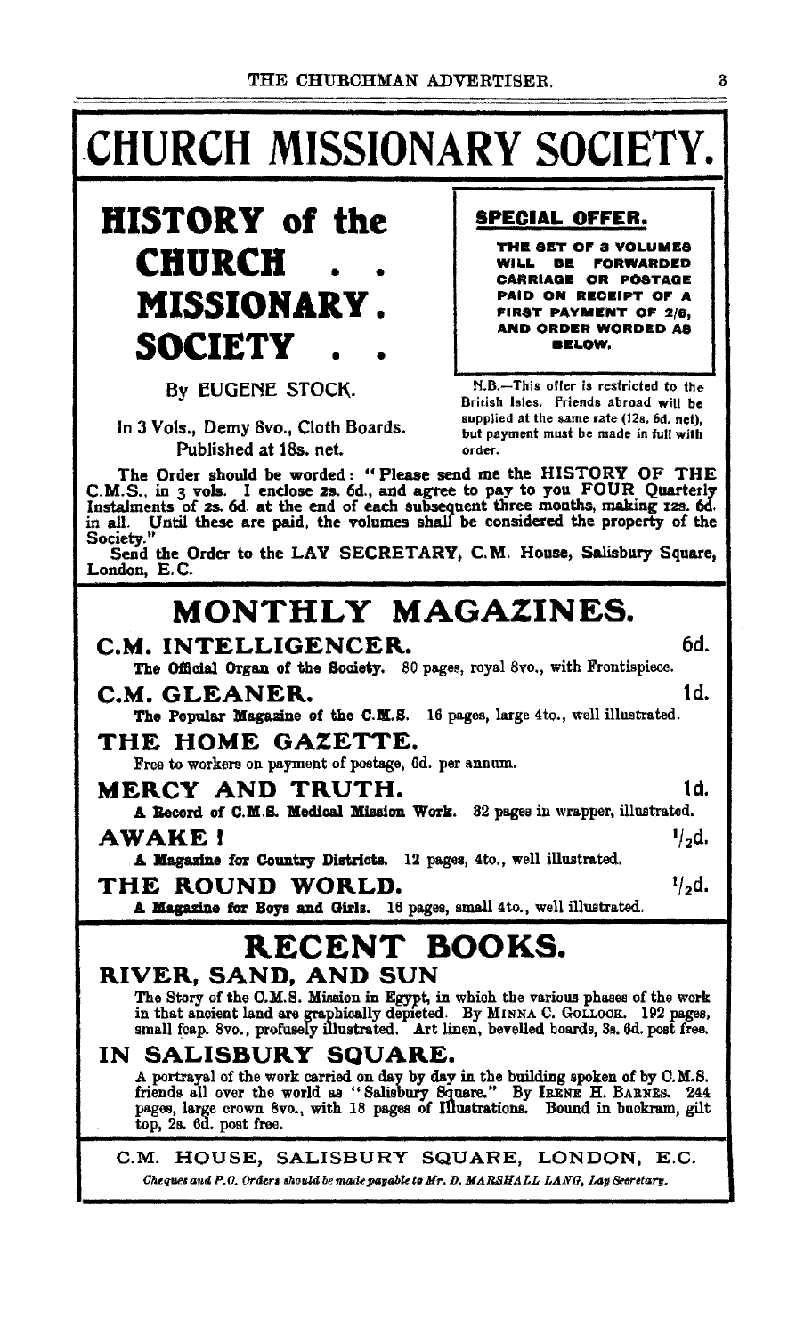# CHURCH MISSIONARY SOCIETY.

## HISTORY of the CHURCH . . MISSIONARY. SOCIETY . .

By EUGENE STOCK.

In 3 Vols., Demy 8vo., Cloth Boards. Published at 18s. net.

**SPECIAL OFFER.**

**THE SET OF 3 VOLUMES WILL BE FORWARDED CARRIAGE OR POSTAGE PAID ON RECEIPT OF A FIRST PAYMENT OF 2/6, AND ORDER WORDED AS BELOW.**

N.B.—This offer is restricted to the British Isles. Friends abroad will be supplied at the same rate (12s. 6d. net), but payment must be made in full with order.

The Order should be worded: "Please send me the HISTORY OF THE C.M.S., in 3 vols. I enclose 2s. 6d., and agree to pay to you FOUR Quarterly Instalments of 2s. 6d. at the end of each subsequent three months, making 12s. 6d. in all. Until these are paid, the volumes shall be considered the property of the Society."

Send the Order to the LAY SECRETARY, C.M. House, Salisbury Square, London, E.C.

## MONTHLY MAGAZINES.

**C.M. INTELLIGENCER.** 6d.
**The Official Organ of the Society.** 80 pages, royal 8vo., with Frontispiece.

**C.M. GLEANER.** 1d.
**The Popular Magazine of the C.M.S.** 16 pages, large 4to., well illustrated.

**THE HOME GAZETTE.**
Free to workers on payment of postage, 6d. per annum.

**MERCY AND TRUTH.** 1d.
**A Record of C.M.S. Medical Mission Work.** 32 pages in wrapper, illustrated.

**AWAKE!** ½d.
**A Magazine for Country Districts.** 12 pages, 4to., well illustrated.

**THE ROUND WORLD.** ½d.
**A Magazine for Boys and Girls.** 16 pages, small 4to., well illustrated.

## RECENT BOOKS.

**RIVER, SAND, AND SUN**

The Story of the C.M.S. Mission in Egypt, in which the various phases of the work in that ancient land are graphically depicted. By MINNA C. GOLLOCK. 192 pages, small fcap. 8vo., profusely illustrated. Art linen, bevelled boards, 3s. 6d. post free.

**IN SALISBURY SQUARE.**

A portrayal of the work carried on day by day in the building spoken of by C.M.S. friends all over the world as "Salisbury Square." By IRENE H. BARNES. 244 pages, large crown 8vo., with 18 pages of Illustrations. Bound in buckram, gilt top, 2s. 6d. post free.

C.M. HOUSE, SALISBURY SQUARE, LONDON, E.C.

*Cheques and P.O. Orders should be made payable to Mr. D. MARSHALL LANG, Lay Secretary.*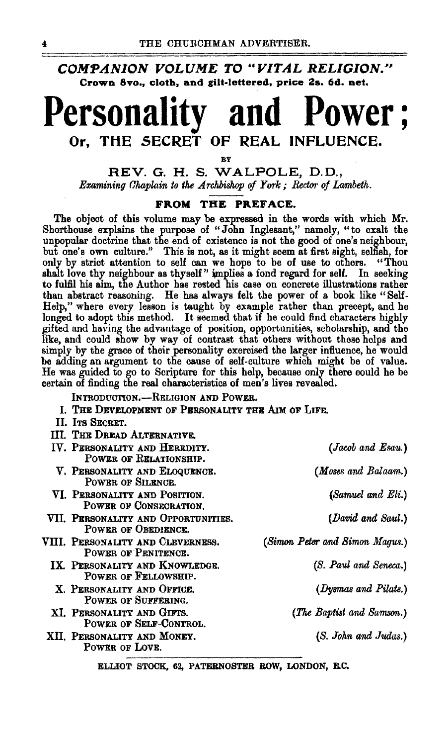*COMPANION VOLUME TO "VITAL RELIGION."*

**Crown 8vo., cloth, and gilt-lettered, price 2s. 6d. net.**

# Personality and Power;

## Or, THE SECRET OF REAL INFLUENCE.

BY

REV. G. H. S. WALPOLE, D.D.,

*Examining Chaplain to the Archbishop of York; Rector of Lambeth.*

### FROM THE PREFACE.

The object of this volume may be expressed in the words with which Mr. Shorthouse explains the purpose of "John Inglesant," namely, "to exalt the unpopular doctrine that the end of existence is not the good of one's neighbour, but one's own culture." This is not, as it might seem at first sight, selfish, for only by strict attention to self can we hope to be of use to others. "Thou shalt love thy neighbour as thyself" implies a fond regard for self. In seeking to fulfil his aim, the Author has rested his case on concrete illustrations rather than abstract reasoning. He has always felt the power of a book like "Self-Help," where every lesson is taught by example rather than precept, and he longed to adopt this method. It seemed that if he could find characters highly gifted and having the advantage of position, opportunities, scholarship, and the like, and could show by way of contrast that others without these helps and simply by the grace of their personality exercised the larger influence, he would be adding an argument to the cause of self-culture which might be of value. He was guided to go to Scripture for this help, because only there could he be certain of finding the real characteristics of men's lives revealed.

INTRODUCTION.—RELIGION AND POWER.

I. THE DEVELOPMENT OF PERSONALITY THE AIM OF LIFE.

II. ITS SECRET.

III. THE DREAD ALTERNATIVE.

IV. PERSONALITY AND HEREDITY. POWER OF RELATIONSHIP. *(Jacob and Esau.)*

V. PERSONALITY AND ELOQUENCE. POWER OF SILENCE. *(Moses and Balaam.)*

VI. PERSONALITY AND POSITION. POWER OF CONSECRATION. *(Samuel and Eli.)*

VII. PERSONALITY AND OPPORTUNITIES. POWER OF OBEDIENCE. *(David and Saul.)*

VIII. PERSONALITY AND CLEVERNESS. POWER OF PENITENCE. *(Simon Peter and Simon Magus.)*

IX. PERSONALITY AND KNOWLEDGE. POWER OF FELLOWSHIP. *(S. Paul and Seneca.)*

X. PERSONALITY AND OFFICE. POWER OF SUFFERING. *(Dysmas and Pilate.)*

XI. PERSONALITY AND GIFTS. POWER OF SELF-CONTROL. *(The Baptist and Samson.)*

XII. PERSONALITY AND MONEY. POWER OF LOVE. *(S. John and Judas.)*

ELLIOT STOCK, 62, PATERNOSTER ROW, LONDON, E.C.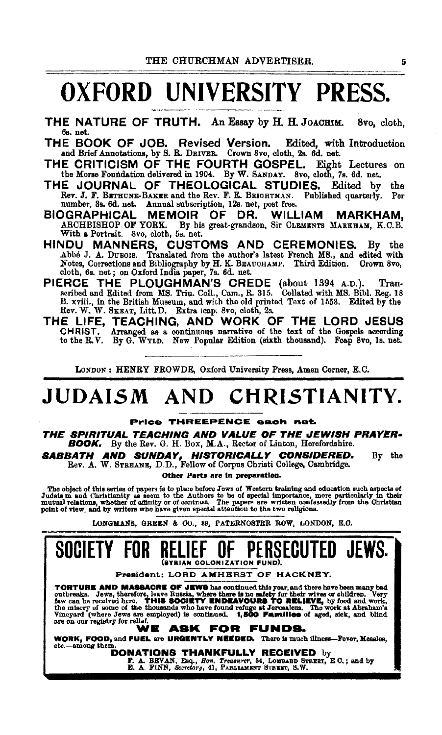# OXFORD UNIVERSITY PRESS.

**THE NATURE OF TRUTH.** An Essay by H. H. JOACHIM. 8vo, cloth, 6s. net.

**THE BOOK OF JOB. Revised Version.** Edited, with Introduction and Brief Annotations, by S. R. DRIVER. Crown 8vo, cloth, 2s. 6d. net.

**THE CRITICISM OF THE FOURTH GOSPEL.** Eight Lectures on the Morse Foundation delivered in 1904. By W. SANDAY. 8vo, cloth, 7s. 6d. net.

**THE JOURNAL OF THEOLOGICAL STUDIES.** Edited by the Rev. J. F. BETHUNE-BAKER and the Rev. F. E. BRIGHTMAN. Published quarterly. Per number, 3s. 6d. net. Annual subscription, 12s. net, post free.

**BIOGRAPHICAL MEMOIR OF DR. WILLIAM MARKHAM,** ARCHBISHOP OF YORK. By his great-grandson, Sir CLEMENTS MARKHAM, K.C.B. With a Portrait. 8vo, cloth, 5s. net.

**HINDU MANNERS, CUSTOMS AND CEREMONIES.** By the Abbé J. A. DUBOIS. Translated from the author's latest French MS., and edited with Notes, Corrections and Bibliography by H. K. BEAUCHAMP. Third Edition. Crown 8vo, cloth, 6s. net; on Oxford India paper, 7s. 6d. net.

**PIERCE THE PLOUGHMAN'S CREDE** (about 1394 A.D.). Transcribed and Edited from MS. Trin. Coll., Cam., R. 315. Collated with MS. Bibl. Reg. 18 B. xviii., in the British Museum, and with the old printed Text of 1553. Edited by the Rev. W. W. SKEAT, Litt.D. Extra fcap. 8vo, cloth, 2s.

**THE LIFE, TEACHING, AND WORK OF THE LORD JESUS CHRIST.** Arranged as a continuous narrative of the text of the Gospels according to the R.V. By G. WYLD. New Popular Edition (sixth thousand). Fcap 8vo, 1s. net.

LONDON: HENRY FROWDE, Oxford University Press, Amen Corner, E.C.

---

# JUDAISM AND CHRISTIANITY.

**Price THREEPENCE each net.**

***THE SPIRITUAL TEACHING AND VALUE OF THE JEWISH PRAYER-BOOK.*** By the Rev. G. H. Box, M.A., Rector of Linton, Herefordshire.

***SABBATH AND SUNDAY, HISTORICALLY CONSIDERED.*** By the Rev. A. W. STREANE, D.D., Fellow of Corpus Christi College, Cambridge.

**Other Parts are in preparation.**

The object of this series of papers is to place before Jews of Western training and education such aspects of Judaism and Christianity as seem to the Authors to be of special importance, more particularly in their mutual relations, whether of affinity or of contrast. The papers are written confessedly from the Christian point of view, and by writers who have given special attention to the two religions.

LONGMANS, GREEN & CO., 39, PATERNOSTER ROW, LONDON, E.C.

---

# SOCIETY FOR RELIEF OF PERSECUTED JEWS.

(SYRIAN COLONIZATION FUND).

**President: LORD AMHERST OF HACKNEY.**

**TORTURE AND MASSACRE OF JEWS** has continued this year, and there have been many bad outbreaks. Jews, therefore, leave Russia, where there is no safety for their wives or children. Very few can be received here. **THIS SOCIETY ENDEAVOURS TO RELIEVE,** by food and work, the misery of some of the thousands who have found refuge at Jerusalem. The work at Abraham's Vineyard (where Jews are employed) is continued. **1,500 Families** of aged, sick, and blind are on our registry for relief.

**WE ASK FOR FUNDS.**

**WORK, FOOD,** and **FUEL** are **URGENTLY NEEDED.** There is much illness—Fever, Measles, etc.—among them.

**DONATIONS THANKFULLY RECEIVED** by
F. A. BEVAN, Esq., *Hon. Treasurer*, 54, LOMBARD STREET, E.C.; and by
E. A. FINN, *Secretary*, 41, PARLIAMENT STREET, S.W.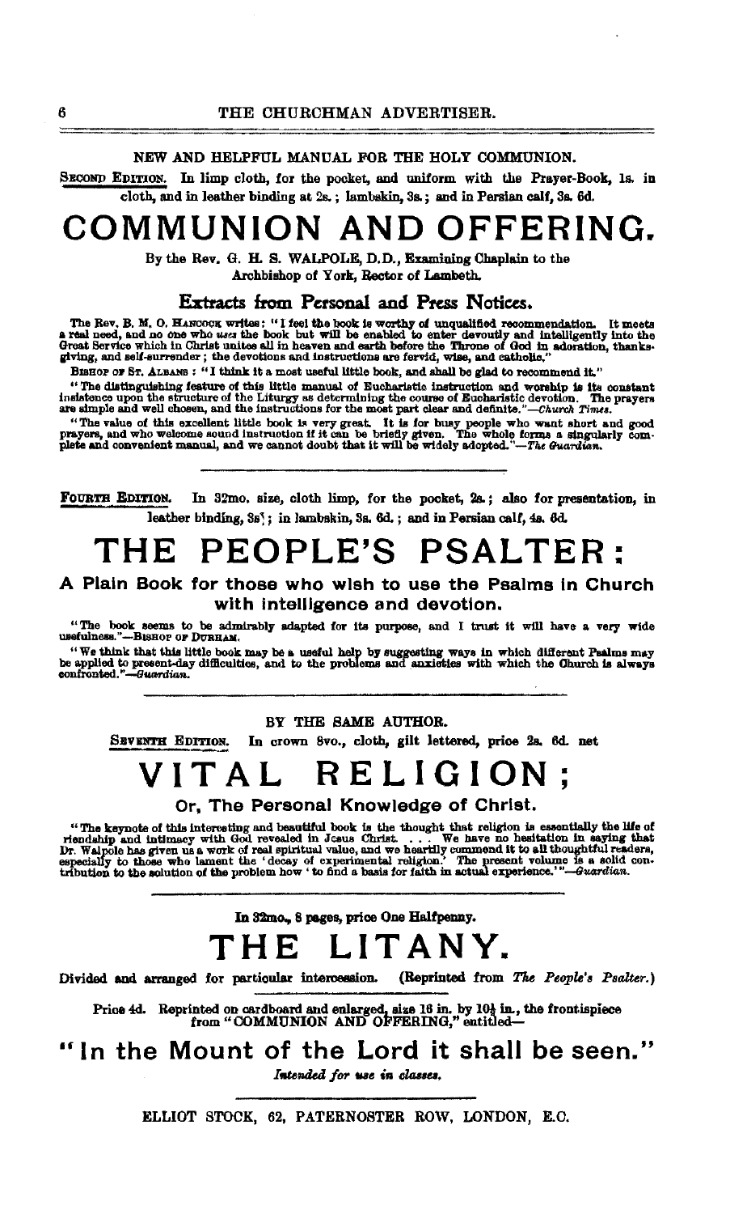NEW AND HELPFUL MANUAL FOR THE HOLY COMMUNION.

SECOND EDITION. In limp cloth, for the pocket, and uniform with the Prayer-Book, 1s. in cloth, and in leather binding at 2s.; lambskin, 3s.; and in Persian calf, 3s. 6d.

# COMMUNION AND OFFERING.

By the Rev. G. H. S. WALPOLE, D.D., Examining Chaplain to the Archbishop of York, Rector of Lambeth.

## Extracts from Personal and Press Notices.

The Rev. B. M. O. HANCOCK writes: "I feel the book is worthy of unqualified recommendation. It meets a real need, and no one who *uses* the book but will be enabled to enter devoutly and intelligently into the Great Service which in Christ unites all in heaven and earth before the Throne of God in adoration, thanksgiving, and self-surrender; the devotions and instructions are fervid, wise, and catholic."

BISHOP OF ST. ALBANS: "I think it a most useful little book, and shall be glad to recommend it."

"The distinguishing feature of this little manual of Eucharistic instruction and worship is its constant insistence upon the structure of the Liturgy as determining the course of Eucharistic devotion. The prayers are simple and well chosen, and the instructions for the most part clear and definite."—*Church Times.*

"The value of this excellent little book is very great. It is for busy people who want short and good prayers, and who welcome sound instruction if it can be briefly given. The whole forms a singularly complete and convenient manual, and we cannot doubt that it will be widely adopted."—*The Guardian.*

---

FOURTH EDITION. In 32mo. size, cloth limp, for the pocket, 2s.; also for presentation, in leather binding, 3s.; in lambskin, 3s. 6d.; and in Persian calf, 4s. 6d.

# THE PEOPLE'S PSALTER:

### A Plain Book for those who wish to use the Psalms in Church with intelligence and devotion.

"The book seems to be admirably adapted for its purpose, and I trust it will have a very wide usefulness."—BISHOP OF DURHAM.

"We think that this little book may be a useful help by suggesting ways in which different Psalms may be applied to present-day difficulties, and to the problems and anxieties with which the Church is always confronted."—*Guardian.*

---

BY THE SAME AUTHOR.

SEVENTH EDITION. In crown 8vo., cloth, gilt lettered, price 2s. 6d. net

# VITAL RELIGION;

### Or, The Personal Knowledge of Christ.

"The keynote of this interesting and beautiful book is the thought that religion is essentially the life of friendship and intimacy with God revealed in Jesus Christ. . . . We have no hesitation in saying that Dr. Walpole has given us a work of real spiritual value, and we heartily commend it to all thoughtful readers, especially to those who lament the 'decay of experimental religion.' The present volume is a solid contribution to the solution of the problem how 'to find a basis for faith in actual experience.'"—*Guardian.*

---

In 32mo., 8 pages, price One Halfpenny.

# THE LITANY.

Divided and arranged for particular intercession. (Reprinted from *The People's Psalter.*)

Price 4d. Reprinted on cardboard and enlarged, size 16 in. by 10½ in., the frontispiece from "COMMUNION AND OFFERING," entitled—

## "In the Mount of the Lord it shall be seen."

*Intended for use in classes.*

---

ELLIOT STOCK, 62, PATERNOSTER ROW, LONDON, E.C.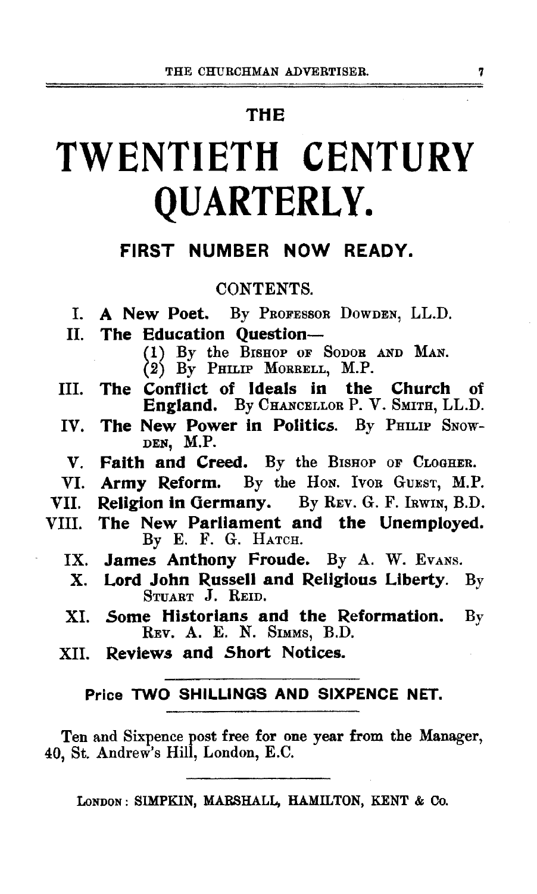THE

# TWENTIETH CENTURY QUARTERLY.

## FIRST NUMBER NOW READY.

CONTENTS.

I. **A New Poet.** By Professor Dowden, LL.D.

II. **The Education Question—**
  (1) By the Bishop of Sodor and Man.
  (2) By Philip Morrell, M.P.

III. **The Conflict of Ideals in the Church of England.** By Chancellor P. V. Smith, LL.D.

IV. **The New Power in Politics.** By Philip Snowden, M.P.

V. **Faith and Creed.** By the Bishop of Clogher.

VI. **Army Reform.** By the Hon. Ivor Guest, M.P.

VII. **Religion in Germany.** By Rev. G. F. Irwin, B.D.

VIII. **The New Parliament and the Unemployed.** By E. F. G. Hatch.

IX. **James Anthony Froude.** By A. W. Evans.

X. **Lord John Russell and Religious Liberty.** By Stuart J. Reid.

XI. **Some Historians and the Reformation.** By Rev. A. E. N. Simms, B.D.

XII. **Reviews and Short Notices.**

---

**Price TWO SHILLINGS AND SIXPENCE NET.**

---

Ten and Sixpence post free for one year from the Manager, 40, St. Andrew's Hill, London, E.C.

---

London: SIMPKIN, MARSHALL, HAMILTON, KENT & Co.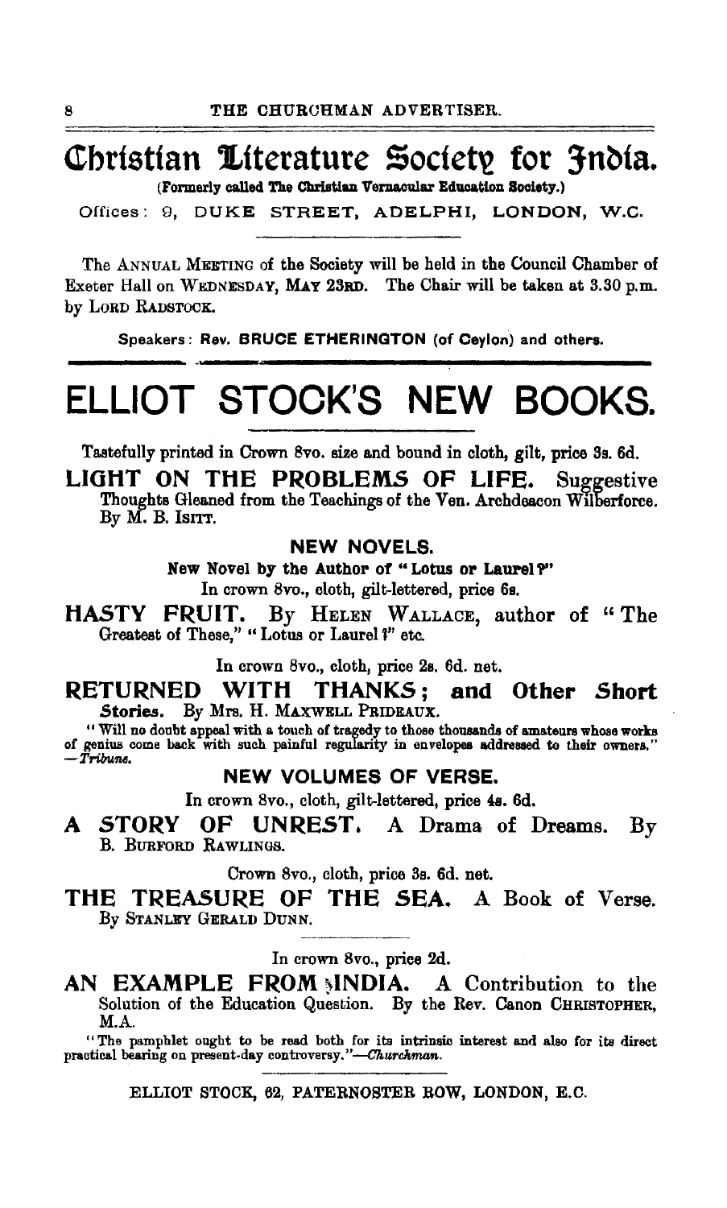# Christian Literature Society for India.

(Formerly called The Christian Vernacular Education Society.)

Offices: 9, DUKE STREET, ADELPHI, LONDON, W.C.

The ANNUAL MEETING of the Society will be held in the Council Chamber of Exeter Hall on WEDNESDAY, MAY 23RD. The Chair will be taken at 3.30 p.m. by LORD RADSTOCK.

Speakers: **Rev. BRUCE ETHERINGTON** (of Ceylon) and others.

# ELLIOT STOCK'S NEW BOOKS.

Tastefully printed in Crown 8vo. size and bound in cloth, gilt, price 3s. 6d.

**LIGHT ON THE PROBLEMS OF LIFE.** Suggestive Thoughts Gleaned from the Teachings of the Ven. Archdeacon Wilberforce. By M. B. ISITT.

## NEW NOVELS.

**New Novel by the Author of "Lotus or Laurel?"**

In crown 8vo., cloth, gilt-lettered, price 6s.

**HASTY FRUIT.** By HELEN WALLACE, author of "The Greatest of These," "Lotus or Laurel?" etc.

In crown 8vo., cloth, price 2s. 6d. net.

**RETURNED WITH THANKS; and Other *Short Stories.*** By Mrs. H. MAXWELL PRIDEAUX.

"Will no doubt appeal with a touch of tragedy to those thousands of amateurs whose works of genius come back with such painful regularity in envelopes addressed to their owners." —*Tribune.*

## NEW VOLUMES OF VERSE.

In crown 8vo., cloth, gilt-lettered, price 4s. 6d.

**A *STORY* OF UNREST.** A Drama of Dreams. By B. BURFORD RAWLINGS.

Crown 8vo., cloth, price 3s. 6d. net.

**THE TREASURE OF THE SEA.** A Book of Verse. By STANLEY GERALD DUNN.

In crown 8vo., price 2d.

**AN EXAMPLE FROM INDIA.** A Contribution to the Solution of the Education Question. By the Rev. Canon CHRISTOPHER, M.A.

"The pamphlet ought to be read both for its intrinsic interest and also for its direct practical bearing on present-day controversy."—*Churchman.*

ELLIOT STOCK, 62, PATERNOSTER ROW, LONDON, E.C.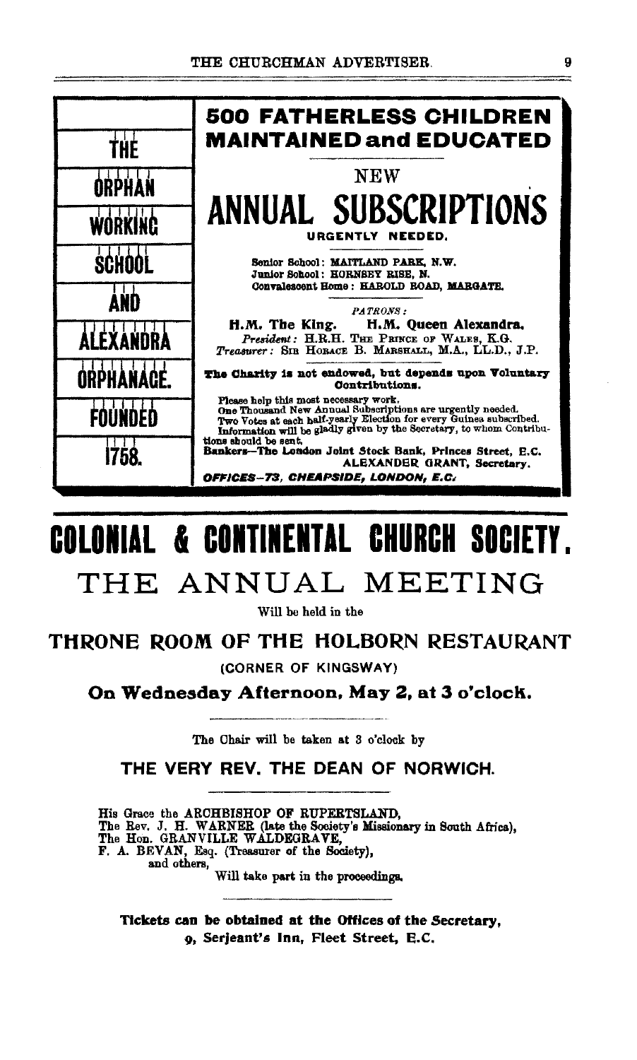| THE ORPHAN WORKING SCHOOL AND ALEXANDRA ORPHANAGE. FOUNDED 1758. |
|---|

## 500 FATHERLESS CHILDREN MAINTAINED and EDUCATED

NEW

# ANNUAL SUBSCRIPTIONS

**URGENTLY NEEDED.**

**Senior School: MAITLAND PARK, N.W.**
**Junior School: HORNSEY RISE, N.**
**Convalescent Home: HAROLD ROAD, MARGATE.**

*PATRONS:*
**H.M. The King. H.M. Queen Alexandra.**
*President:* H.R.H. THE PRINCE OF WALES, K.G.
*Treasurer:* SIR HORACE B. MARSHALL, M.A., LL.D., J.P.

**The Charity is not endowed, but depends upon Voluntary Contributions.**

Please help this most necessary work.
One Thousand New Annual Subscriptions are urgently needed.
Two Votes at each half-yearly Election for every Guinea subscribed.
Information will be gladly given by the Secretary, to whom Contributions should be sent.
**Bankers—The London Joint Stock Bank, Princes Street, E.C.**
**ALEXANDER GRANT, Secretary.**

***OFFICES—73, CHEAPSIDE, LONDON, E.C.***

# COLONIAL & CONTINENTAL CHURCH SOCIETY.

## THE ANNUAL MEETING

Will be held in the

## THRONE ROOM OF THE HOLBORN RESTAURANT

(CORNER OF KINGSWAY)

**On Wednesday Afternoon, May 2, at 3 o'clock.**

The Chair will be taken at 3 o'clock by

### THE VERY REV. THE DEAN OF NORWICH.

His Grace the ARCHBISHOP OF RUPERTSLAND,
The Rev. J. H. WARNER (late the Society's Missionary in South Africa),
The Hon. GRANVILLE WALDEGRAVE,
F. A. BEVAN, Esq. (Treasurer of the Society),
and others,
Will take part in the proceedings.

**Tickets can be obtained at the Offices of the Secretary,**
**9, Serjeant's Inn, Fleet Street, E.C.**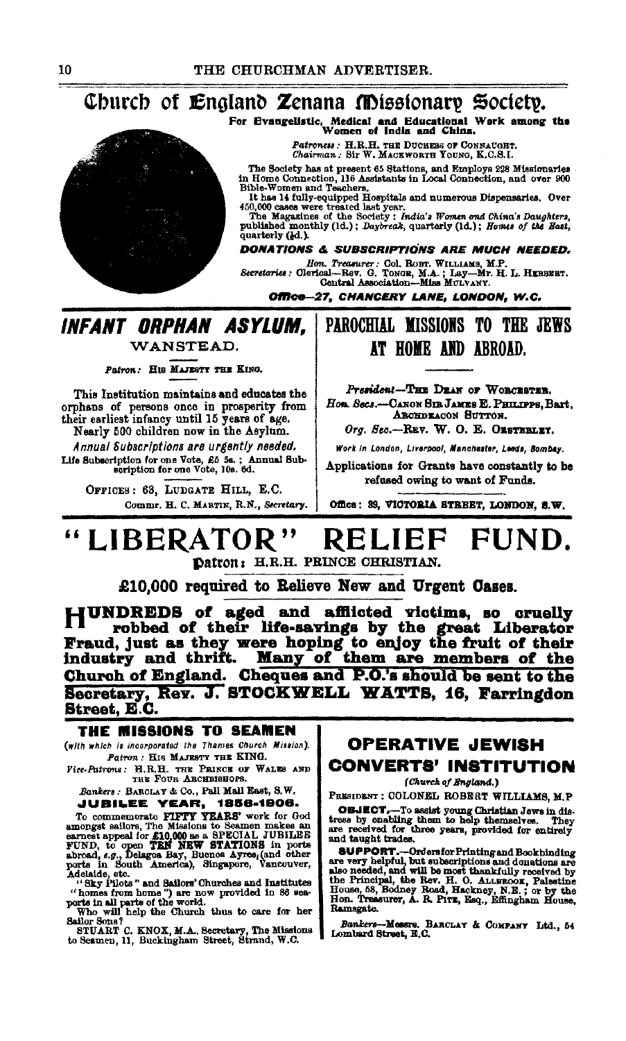# Church of England Zenana Missionary Society.

**For Evangelistic, Medical and Educational Work among the Women of India and China.**

*Patroness:* H.R.H. THE DUCHESS OF CONNAUGHT.
*Chairman:* Sir W. MACKWORTH YOUNG, K.C.S.I.

The Society has at present 65 Stations, and Employs 228 Missionaries in Home Connection, 116 Assistants in Local Connection, and over 900 Bible-Women and Teachers.

It has 14 fully-equipped Hospitals and numerous Dispensaries. Over 450,000 cases were treated last year.

The Magazines of the Society: *India's Women and China's Daughters*, published monthly (1d.); *Daybreak*, quarterly (1d.); *Homes of the East*, quarterly (½d.).

***DONATIONS & SUBSCRIPTIONS ARE MUCH NEEDED.***

*Hon. Treasurer:* Col. ROBT. WILLIAMS, M.P.
*Secretaries:* Clerical—Rev. G. TONGE, M.A.; Lay—Mr. H. L. HEBBERT.
Central Association—Miss MULVANY.

***Office—27, CHANCERY LANE, LONDON, W.C.***

---

## INFANT ORPHAN ASYLUM,
### WANSTEAD.

*Patron:* HIS MAJESTY THE KING.

This Institution maintains and educates the orphans of persons once in prosperity from their earliest infancy until 15 years of age.
Nearly 500 children now in the Asylum.

*Annual Subscriptions are urgently needed.*

Life Subscription for one Vote, £5 5s.; Annual Subscription for one Vote, 10s. 6d.

OFFICES: 63, LUDGATE HILL, E.C.
Commr. H. C. MARTIN, R.N., *Secretary.*

---

## PAROCHIAL MISSIONS TO THE JEWS AT HOME AND ABROAD.

*President*—THE DEAN OF WORCESTER.
*Hon. Secs.*—CANON SIR JAMES E. PHILIPPS, Bart, ARCHDEACON SUTTON.
*Org. Sec.*—REV. W. O. E. OESTERLEY.

*Work in London, Liverpool, Manchester, Leeds, Bombay.*

Applications for Grants have constantly to be refused owing to want of Funds.

Office: 39, VICTORIA STREET, LONDON, S.W.

---

# "LIBERATOR" RELIEF FUND.

**Patron:** H.R.H. PRINCE CHRISTIAN.

**£10,000 required to Relieve New and Urgent Cases.**

**HUNDREDS of aged and afflicted victims, so cruelly robbed of their life-savings by the great Liberator Fraud, just as they were hoping to enjoy the fruit of their industry and thrift. Many of them are members of the Church of England. Cheques and P.O.'s should be sent to the Secretary, Rev. J. STOCKWELL WATTS, 16, Farringdon Street, E.C.**

---

## THE MISSIONS TO SEAMEN

*(with which is incorporated the Thames Church Mission).*

*Patron:* HIS MAJESTY THE KING.
*Vice-Patrons:* H.R.H. THE PRINCE OF WALES AND THE FOUR ARCHBISHOPS.
*Bankers:* BARCLAY & Co., Pall Mall East, S.W.

**JUBILEE YEAR, 1856-1906.**

To commemorate **FIFTY YEARS'** work for God amongst sailors, The Missions to Seamen makes an earnest appeal for **£10,000** as a SPECIAL JUBILEE FUND, to open **TEN NEW STATIONS** in ports abroad, *e.g.*, Delagoa Bay, Buenos Ayres (and other ports in South America), Singapore, Vancouver, Adelaide, etc.

"Sky Pilots" and Sailors' Churches and Institutes "homes from home") are now provided in 86 seaports in all parts of the world.

Who will help the Church thus to care for her Sailor Sons?

STUART C. KNOX, M.A., Secretary, The Missions to Seamen, 11, Buckingham Street, Strand, W.C.

---

## OPERATIVE JEWISH CONVERTS' INSTITUTION

*(Church of England.)*

PRESIDENT: COLONEL ROBERT WILLIAMS, M.P.

**OBJECT.**—To assist young Christian Jews in distress by enabling them to help themselves. They are received for three years, provided for entirely and taught trades.

**SUPPORT.**—Orders for Printing and Bookbinding are very helpful, but subscriptions and donations are also needed, and will be most thankfully received by the Principal, the Rev. H. O. ALLBROOK, Palestine House, 58, Bodney Road, Hackney, N.E.; or by the Hon. Treasurer, A. R. PITE, Esq., Effingham House, Ramsgate.

*Bankers*—Messrs. BARCLAY & COMPANY Ltd., 54 Lombard Street, E.C.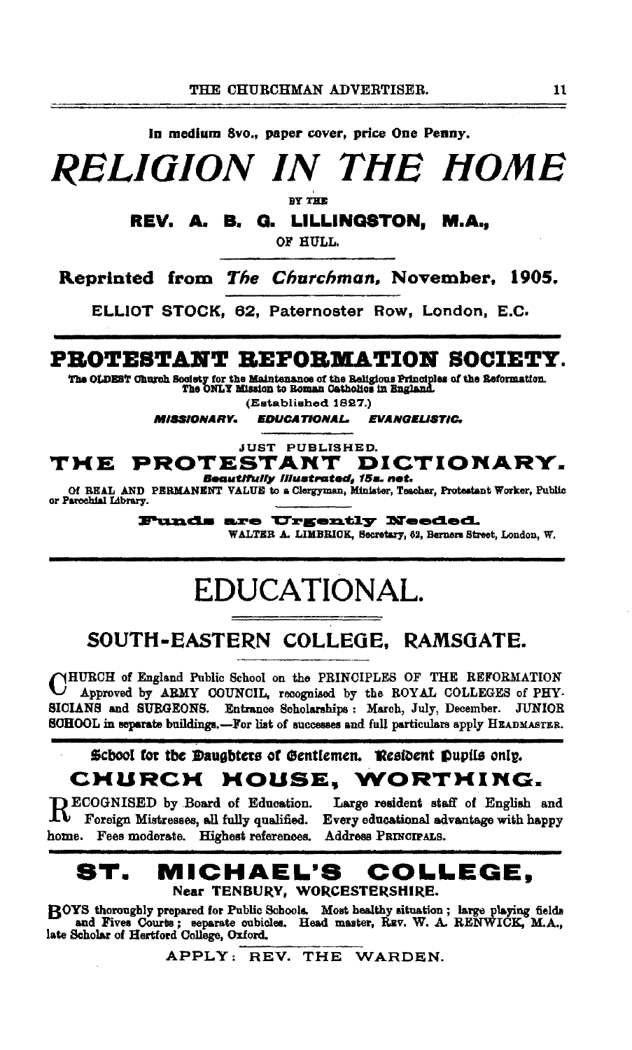In medium 8vo., paper cover, price One Penny.

# *RELIGION IN THE HOME*

BY THE

**REV. A. B. G. LILLINGSTON, M.A.,**

OF HULL.

**Reprinted from *The Churchman*, November, 1905.**

ELLIOT STOCK, 62, Paternoster Row, London, E.C.

---

## PROTESTANT REFORMATION SOCIETY.

The OLDEST Church Society for the Maintenance of the Religious Principles of the Reformation. The ONLY Mission to Roman Catholics in England.

(Established 1827.)

***MISSIONARY. EDUCATIONAL. EVANGELISTIC.***

JUST PUBLISHED.

### THE PROTESTANT DICTIONARY.

***Beautifully Illustrated, 15s. net.***

Of REAL AND PERMANENT VALUE to a Clergyman, Minister, Teacher, Protestant Worker, Public or Parochial Library.

**Funds are Urgently Needed.**

WALTER A. LIMBRICK, Secretary, 62, Berners Street, London, W.

---

# EDUCATIONAL.

## SOUTH-EASTERN COLLEGE, RAMSGATE.

CHURCH of England Public School on the PRINCIPLES OF THE REFORMATION Approved by ARMY COUNCIL, recognised by the ROYAL COLLEGES of PHYSICIANS and SURGEONS. Entrance Scholarships: March, July, December. JUNIOR SCHOOL in separate buildings.—For list of successes and full particulars apply HEADMASTER.

---

School for the Daughters of Gentlemen. Resident Pupils only.

## CHURCH HOUSE, WORTHING.

RECOGNISED by Board of Education. Large resident staff of English and Foreign Mistresses, all fully qualified. Every educational advantage with happy home. Fees moderate. Highest references. Address PRINCIPALS.

---

## ST. MICHAEL'S COLLEGE,

Near TENBURY, WORCESTERSHIRE.

BOYS thoroughly prepared for Public Schools. Most healthy situation; large playing fields and Fives Courts; separate cubicles. Head master, REV. W. A. RENWICK, M.A., late Scholar of Hertford College, Oxford.

APPLY: REV. THE WARDEN.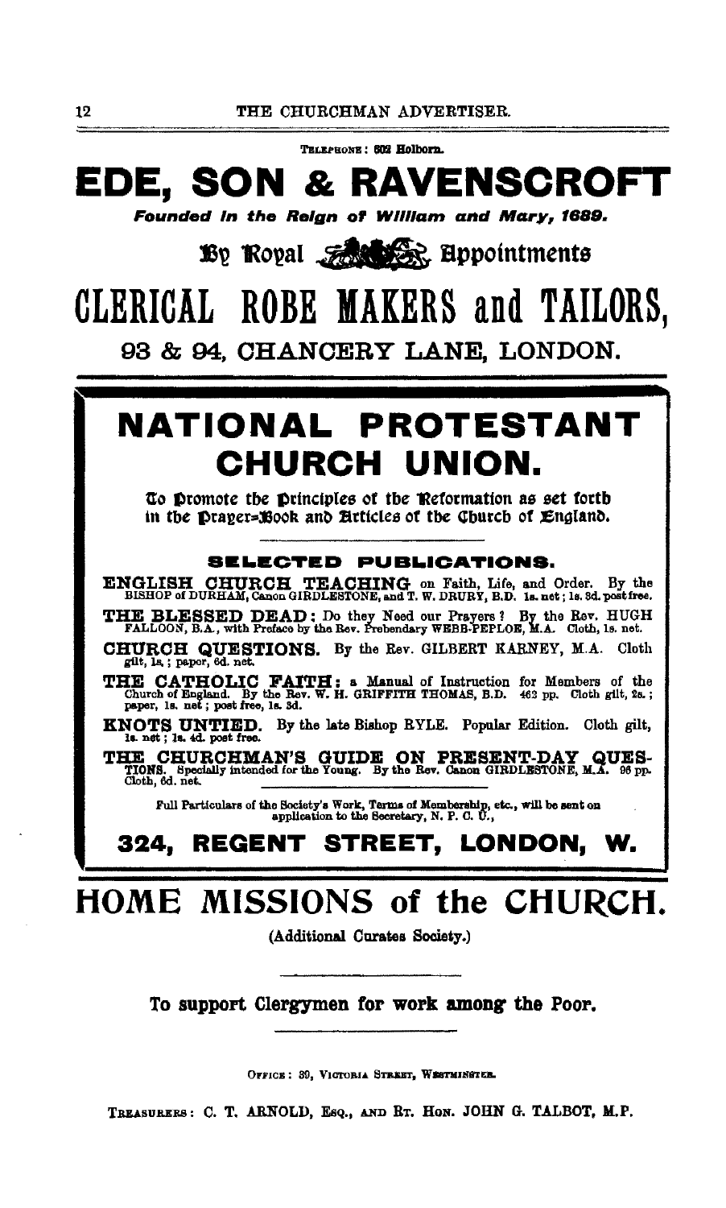TELEPHONE: 602 Holborn.

# EDE, SON & RAVENSCROFT

*Founded in the Reign of William and Mary, 1689.*

By Royal Appointments

# CLERICAL ROBE MAKERS and TAILORS,

## 93 & 94, CHANCERY LANE, LONDON.

---

# NATIONAL PROTESTANT CHURCH UNION.

To Promote the Principles of the Reformation as set forth in the Prayer-Book and Articles of the Church of England.

### SELECTED PUBLICATIONS.

**ENGLISH CHURCH TEACHING** on Faith, Life, and Order. By the BISHOP of DURHAM, Canon GIRDLESTONE, and T. W. DRURY, B.D. 1s. net; 1s. 3d. post free.

**THE BLESSED DEAD:** Do they Need our Prayers? By the Rev. HUGH FALLOON, B.A., with Preface by the Rev. Prebendary WEBB-PEPLOE, M.A. Cloth, 1s. net.

**CHURCH QUESTIONS.** By the Rev. GILBERT KARNEY, M.A. Cloth gilt, 1s.; paper, 6d. net.

**THE CATHOLIC FAITH:** a Manual of Instruction for Members of the Church of England. By the Rev. W. H. GRIFFITH THOMAS, B.D. 462 pp. Cloth gilt, 2s.; paper, 1s. net; post free, 1s. 3d.

**KNOTS UNTIED.** By the late Bishop RYLE. Popular Edition. Cloth gilt, 1s. net; 1s. 4d. post free.

**THE CHURCHMAN'S GUIDE ON PRESENT-DAY QUESTIONS.** Specially intended for the Young. By the Rev. Canon GIRDLESTONE, M.A. 96 pp. Cloth, 6d. net.

Full Particulars of the Society's Work, Terms of Membership, etc., will be sent on application to the Secretary, N. P. C. U.,

## 324, REGENT STREET, LONDON, W.

---

# HOME MISSIONS of the CHURCH.

(Additional Curates Society.)

**To support Clergymen for work among the Poor.**

OFFICE: 39, VICTORIA STREET, WESTMINSTER.

TREASURERS: C. T. ARNOLD, ESQ., AND RT. HON. JOHN G. TALBOT, M.P.